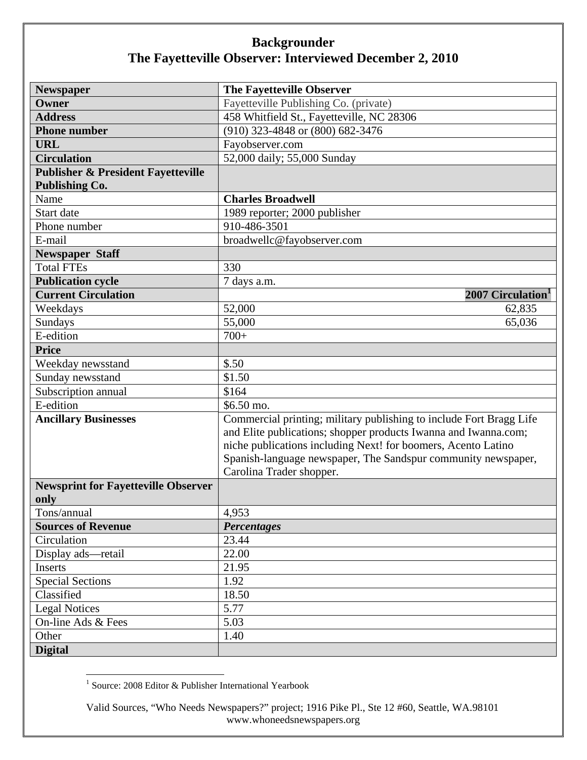# Backgrounder
## The Fayetteville Observer: Interviewed December 2, 2010

| **Newspaper** | **The Fayetteville Observer** | |
|---|---|---|
| **Owner** | Fayetteville Publishing Co. (private) | |
| **Address** | 458 Whitfield St., Fayetteville, NC 28306 | |
| **Phone number** | (910) 323-4848 or (800) 682-3476 | |
| **URL** | Fayobserver.com | |
| **Circulation** | 52,000 daily; 55,000 Sunday | |
| **Publisher & President Fayetteville Publishing Co.** | | |
| Name | **Charles Broadwell** | |
| Start date | 1989 reporter; 2000 publisher | |
| Phone number | 910-486-3501 | |
| E-mail | broadwellc@fayobserver.com | |
| **Newspaper Staff** | | |
| Total FTEs | 330 | |
| **Publication cycle** | 7 days a.m. | |
| **Current Circulation** | | **2007 Circulation[1]** |
| Weekdays | 52,000 | 62,835 |
| Sundays | 55,000 | 65,036 |
| E-edition | 700+ | |
| **Price** | | |
| Weekday newsstand | $.50 | |
| Sunday newsstand | $1.50 | |
| Subscription annual | $164 | |
| E-edition | $6.50 mo. | |
| **Ancillary Businesses** | Commercial printing; military publishing to include Fort Bragg Life and Elite publications; shopper products Iwanna and Iwanna.com; niche publications including Next! for boomers, Acento Latino Spanish-language newspaper, The Sandspur community newspaper, Carolina Trader shopper. | |
| **Newsprint for Fayetteville Observer only** | | |
| Tons/annual | 4,953 | |
| **Sources of Revenue** | ***Percentages*** | |
| Circulation | 23.44 | |
| Display ads—retail | 22.00 | |
| Inserts | 21.95 | |
| Special Sections | 1.92 | |
| Classified | 18.50 | |
| Legal Notices | 5.77 | |
| On-line Ads & Fees | 5.03 | |
| Other | 1.40 | |
| **Digital** | | |

[1] Source: 2008 Editor & Publisher International Yearbook

Valid Sources, “Who Needs Newspapers?” project; 1916 Pike Pl., Ste 12 #60, Seattle, WA.98101
www.whoneedsnewspapers.org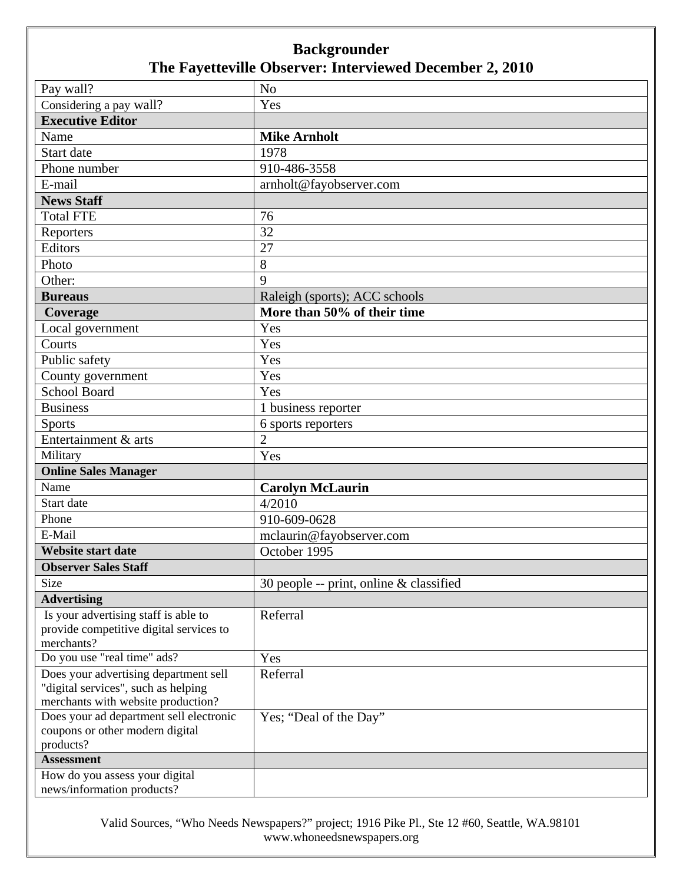# Backgrounder
## The Fayetteville Observer: Interviewed December 2, 2010

| | |
|---|---|
| Pay wall? | No |
| Considering a pay wall? | Yes |
| **Executive Editor** | |
| Name | **Mike Arnholt** |
| Start date | 1978 |
| Phone number | 910-486-3558 |
| E-mail | arnholt@fayobserver.com |
| **News Staff** | |
| Total FTE | 76 |
| Reporters | 32 |
| Editors | 27 |
| Photo | 8 |
| Other: | 9 |
| **Bureaus** | Raleigh (sports); ACC schools |
| **Coverage** | **More than 50% of their time** |
| Local government | Yes |
| Courts | Yes |
| Public safety | Yes |
| County government | Yes |
| School Board | Yes |
| Business | 1 business reporter |
| Sports | 6 sports reporters |
| Entertainment & arts | 2 |
| Military | Yes |
| **Online Sales Manager** | |
| Name | **Carolyn McLaurin** |
| Start date | 4/2010 |
| Phone | 910-609-0628 |
| E-Mail | mclaurin@fayobserver.com |
| **Website start date** | October 1995 |
| **Observer Sales Staff** | |
| Size | 30 people -- print, online & classified |
| **Advertising** | |
| Is your advertising staff is able to provide competitive digital services to merchants? | Referral |
| Do you use "real time" ads? | Yes |
| Does your advertising department sell "digital services", such as helping merchants with website production? | Referral |
| Does your ad department sell electronic coupons or other modern digital products? | Yes; "Deal of the Day" |
| **Assessment** | |
| How do you assess your digital news/information products? | |

Valid Sources, "Who Needs Newspapers?" project; 1916 Pike Pl., Ste 12 #60, Seattle, WA.98101
www.whoneedsnewspapers.org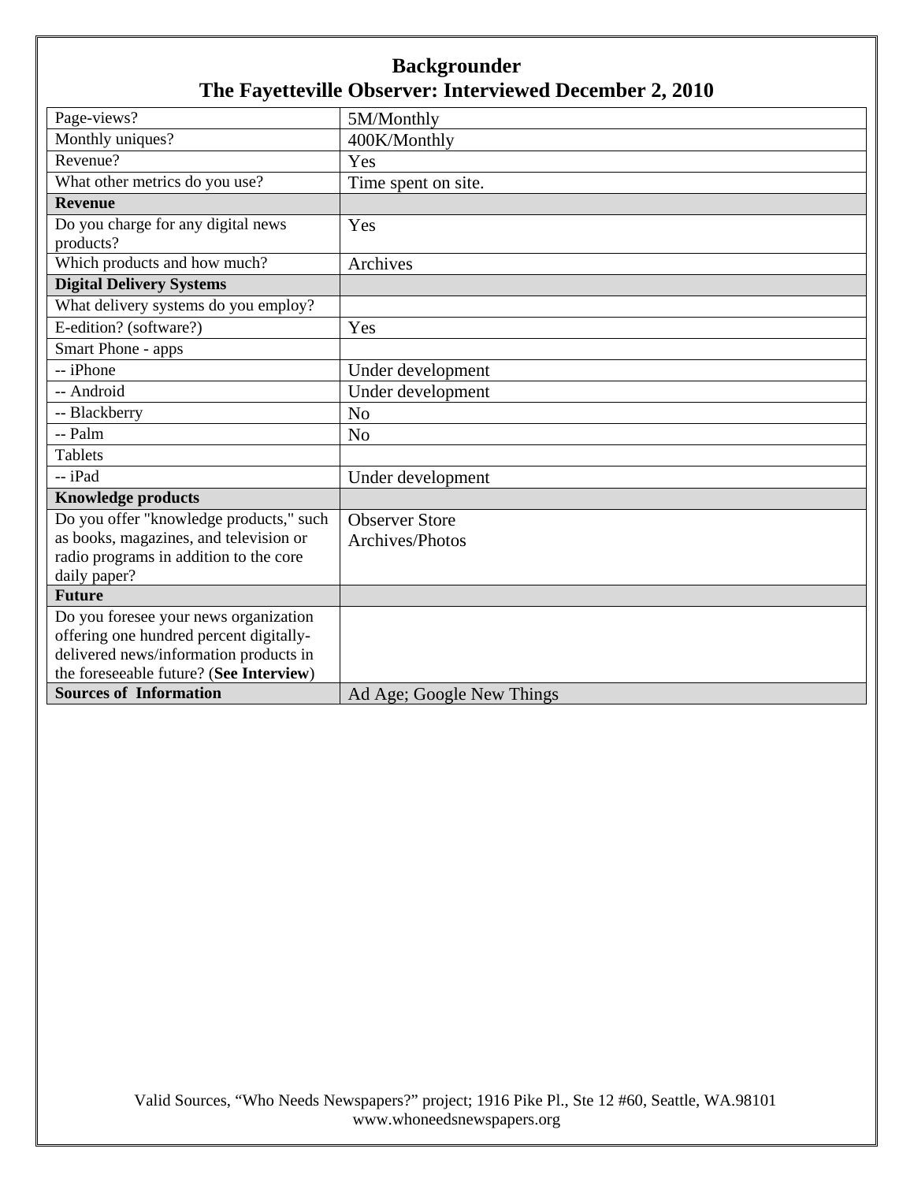# Backgrounder

## The Fayetteville Observer: Interviewed December 2, 2010

| | |
|---|---|
| Page-views? | 5M/Monthly |
| Monthly uniques? | 400K/Monthly |
| Revenue? | Yes |
| What other metrics do you use? | Time spent on site. |
| **Revenue** | |
| Do you charge for any digital news products? | Yes |
| Which products and how much? | Archives |
| **Digital Delivery Systems** | |
| What delivery systems do you employ? | |
| E-edition? (software?) | Yes |
| Smart Phone - apps | |
| -- iPhone | Under development |
| -- Android | Under development |
| -- Blackberry | No |
| -- Palm | No |
| Tablets | |
| -- iPad | Under development |
| **Knowledge products** | |
| Do you offer "knowledge products," such as books, magazines, and television or radio programs in addition to the core daily paper? | Observer Store<br>Archives/Photos |
| **Future** | |
| Do you foresee your news organization offering one hundred percent digitally-delivered news/information products in the foreseeable future? (**See Interview**) | |
| **Sources of Information** | Ad Age; Google New Things |

Valid Sources, "Who Needs Newspapers?" project; 1916 Pike Pl., Ste 12 #60, Seattle, WA.98101
www.whoneedsnewspapers.org